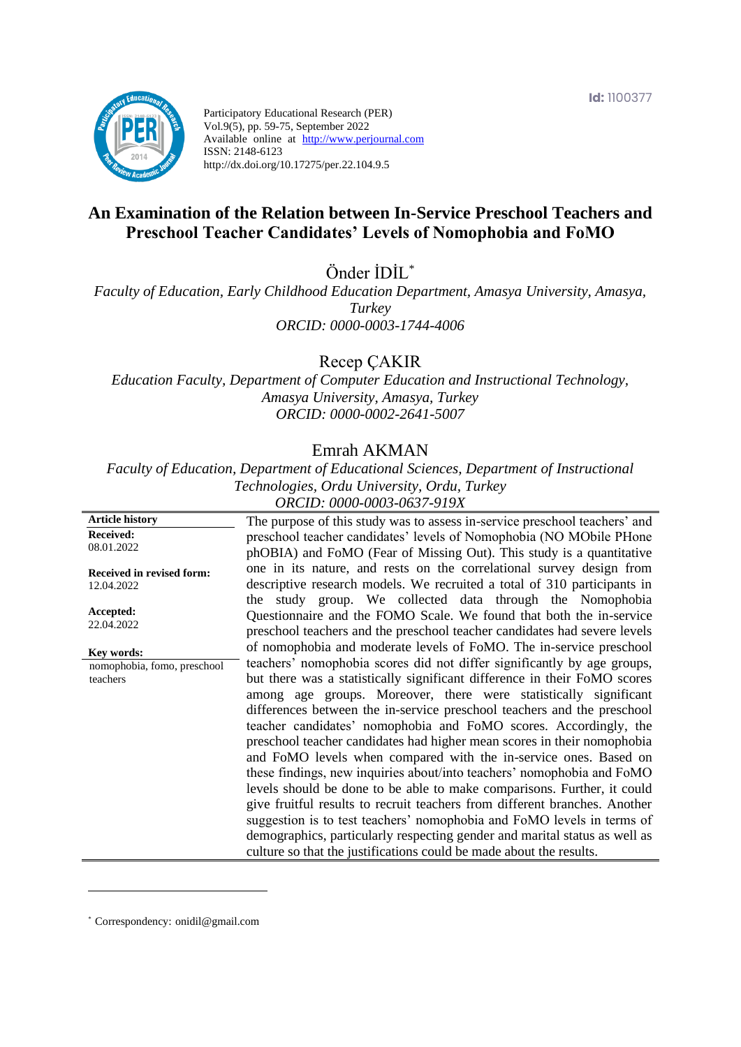Id: 1100377

Participatory Educational Research (PER)
Vol.9(5), pp. 59-75, September 2022
Available online at http://www.perjournal.com
ISSN: 2148-6123
http://dx.doi.org/10.17275/per.22.104.9.5

# An Examination of the Relation between In-Service Preschool Teachers and Preschool Teacher Candidates' Levels of Nomophobia and FoMO

Önder İDİL*

*Faculty of Education, Early Childhood Education Department, Amasya University, Amasya, Turkey*
*ORCID: 0000-0003-1744-4006*

Recep ÇAKIR

*Education Faculty, Department of Computer Education and Instructional Technology, Amasya University, Amasya, Turkey*
*ORCID: 0000-0002-2641-5007*

Emrah AKMAN

*Faculty of Education, Department of Educational Sciences, Department of Instructional Technologies, Ordu University, Ordu, Turkey*
*ORCID: 0000-0003-0637-919X*

**Article history**
**Received:** 08.01.2022
**Received in revised form:** 12.04.2022
**Accepted:** 22.04.2022

**Key words:**
nomophobia, fomo, preschool teachers

The purpose of this study was to assess in-service preschool teachers' and preschool teacher candidates' levels of Nomophobia (NO MObile PHone phOBIA) and FoMO (Fear of Missing Out). This study is a quantitative one in its nature, and rests on the correlational survey design from descriptive research models. We recruited a total of 310 participants in the study group. We collected data through the Nomophobia Questionnaire and the FOMO Scale. We found that both the in-service preschool teachers and the preschool teacher candidates had severe levels of nomophobia and moderate levels of FoMO. The in-service preschool teachers' nomophobia scores did not differ significantly by age groups, but there was a statistically significant difference in their FoMO scores among age groups. Moreover, there were statistically significant differences between the in-service preschool teachers and the preschool teacher candidates' nomophobia and FoMO scores. Accordingly, the preschool teacher candidates had higher mean scores in their nomophobia and FoMO levels when compared with the in-service ones. Based on these findings, new inquiries about/into teachers' nomophobia and FoMO levels should be done to be able to make comparisons. Further, it could give fruitful results to recruit teachers from different branches. Another suggestion is to test teachers' nomophobia and FoMO levels in terms of demographics, particularly respecting gender and marital status as well as culture so that the justifications could be made about the results.

---

* Correspondency: onidil@gmail.com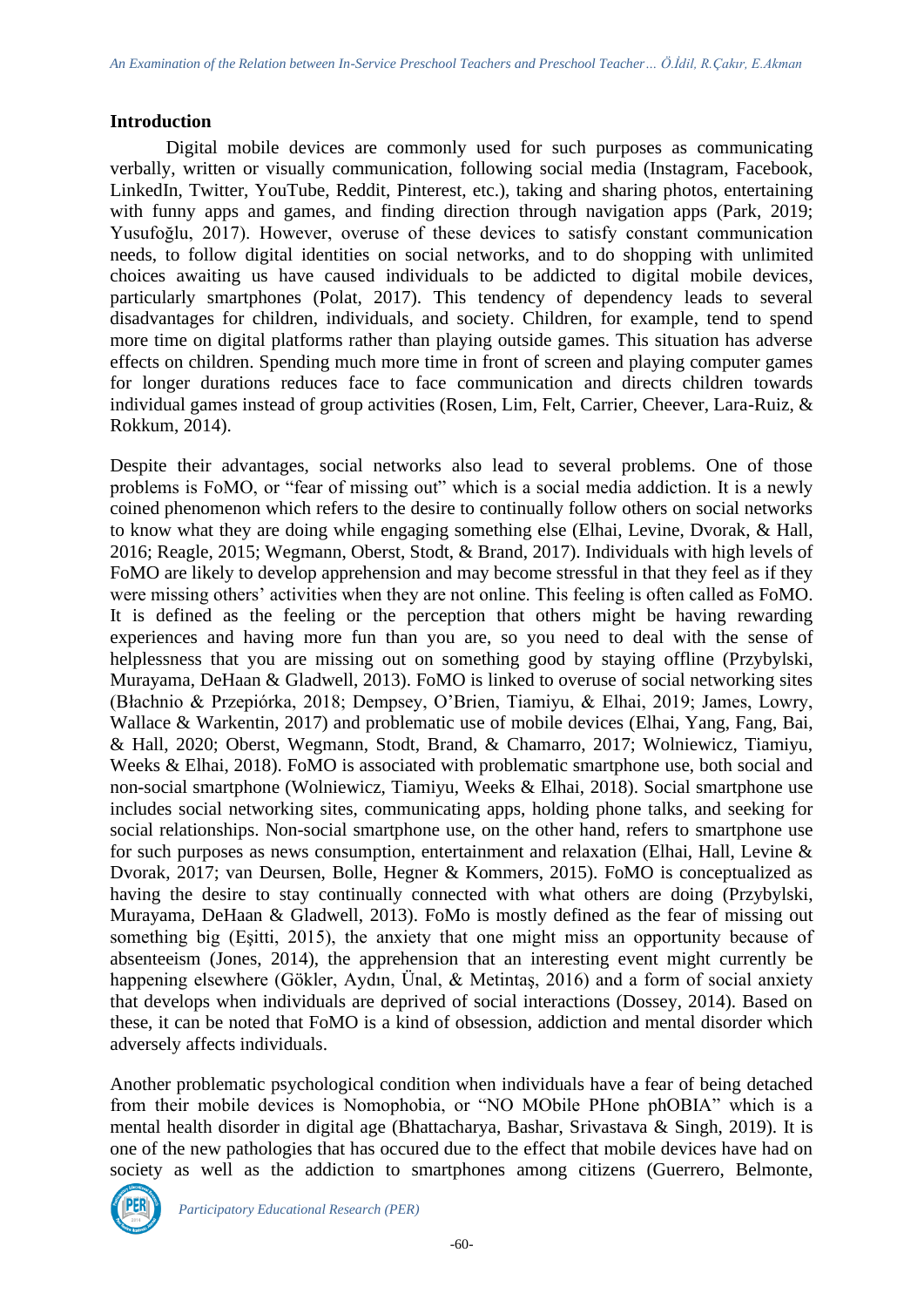## Introduction

Digital mobile devices are commonly used for such purposes as communicating verbally, written or visually communication, following social media (Instagram, Facebook, LinkedIn, Twitter, YouTube, Reddit, Pinterest, etc.), taking and sharing photos, entertaining with funny apps and games, and finding direction through navigation apps (Park, 2019; Yusufoğlu, 2017). However, overuse of these devices to satisfy constant communication needs, to follow digital identities on social networks, and to do shopping with unlimited choices awaiting us have caused individuals to be addicted to digital mobile devices, particularly smartphones (Polat, 2017). This tendency of dependency leads to several disadvantages for children, individuals, and society. Children, for example, tend to spend more time on digital platforms rather than playing outside games. This situation has adverse effects on children. Spending much more time in front of screen and playing computer games for longer durations reduces face to face communication and directs children towards individual games instead of group activities (Rosen, Lim, Felt, Carrier, Cheever, Lara-Ruiz, & Rokkum, 2014).

Despite their advantages, social networks also lead to several problems. One of those problems is FoMO, or "fear of missing out" which is a social media addiction. It is a newly coined phenomenon which refers to the desire to continually follow others on social networks to know what they are doing while engaging something else (Elhai, Levine, Dvorak, & Hall, 2016; Reagle, 2015; Wegmann, Oberst, Stodt, & Brand, 2017). Individuals with high levels of FoMO are likely to develop apprehension and may become stressful in that they feel as if they were missing others' activities when they are not online. This feeling is often called as FoMO. It is defined as the feeling or the perception that others might be having rewarding experiences and having more fun than you are, so you need to deal with the sense of helplessness that you are missing out on something good by staying offline (Przybylski, Murayama, DeHaan & Gladwell, 2013). FoMO is linked to overuse of social networking sites (Błachnio & Przepiórka, 2018; Dempsey, O'Brien, Tiamiyu, & Elhai, 2019; James, Lowry, Wallace & Warkentin, 2017) and problematic use of mobile devices (Elhai, Yang, Fang, Bai, & Hall, 2020; Oberst, Wegmann, Stodt, Brand, & Chamarro, 2017; Wolniewicz, Tiamiyu, Weeks & Elhai, 2018). FoMO is associated with problematic smartphone use, both social and non-social smartphone (Wolniewicz, Tiamiyu, Weeks & Elhai, 2018). Social smartphone use includes social networking sites, communicating apps, holding phone talks, and seeking for social relationships. Non-social smartphone use, on the other hand, refers to smartphone use for such purposes as news consumption, entertainment and relaxation (Elhai, Hall, Levine & Dvorak, 2017; van Deursen, Bolle, Hegner & Kommers, 2015). FoMO is conceptualized as having the desire to stay continually connected with what others are doing (Przybylski, Murayama, DeHaan & Gladwell, 2013). FoMo is mostly defined as the fear of missing out something big (Eşitti, 2015), the anxiety that one might miss an opportunity because of absenteeism (Jones, 2014), the apprehension that an interesting event might currently be happening elsewhere (Gökler, Aydın, Ünal, & Metintaş, 2016) and a form of social anxiety that develops when individuals are deprived of social interactions (Dossey, 2014). Based on these, it can be noted that FoMO is a kind of obsession, addiction and mental disorder which adversely affects individuals.

Another problematic psychological condition when individuals have a fear of being detached from their mobile devices is Nomophobia, or "NO MObile PHone phOBIA" which is a mental health disorder in digital age (Bhattacharya, Bashar, Srivastava & Singh, 2019). It is one of the new pathologies that has occured due to the effect that mobile devices have had on society as well as the addiction to smartphones among citizens (Guerrero, Belmonte,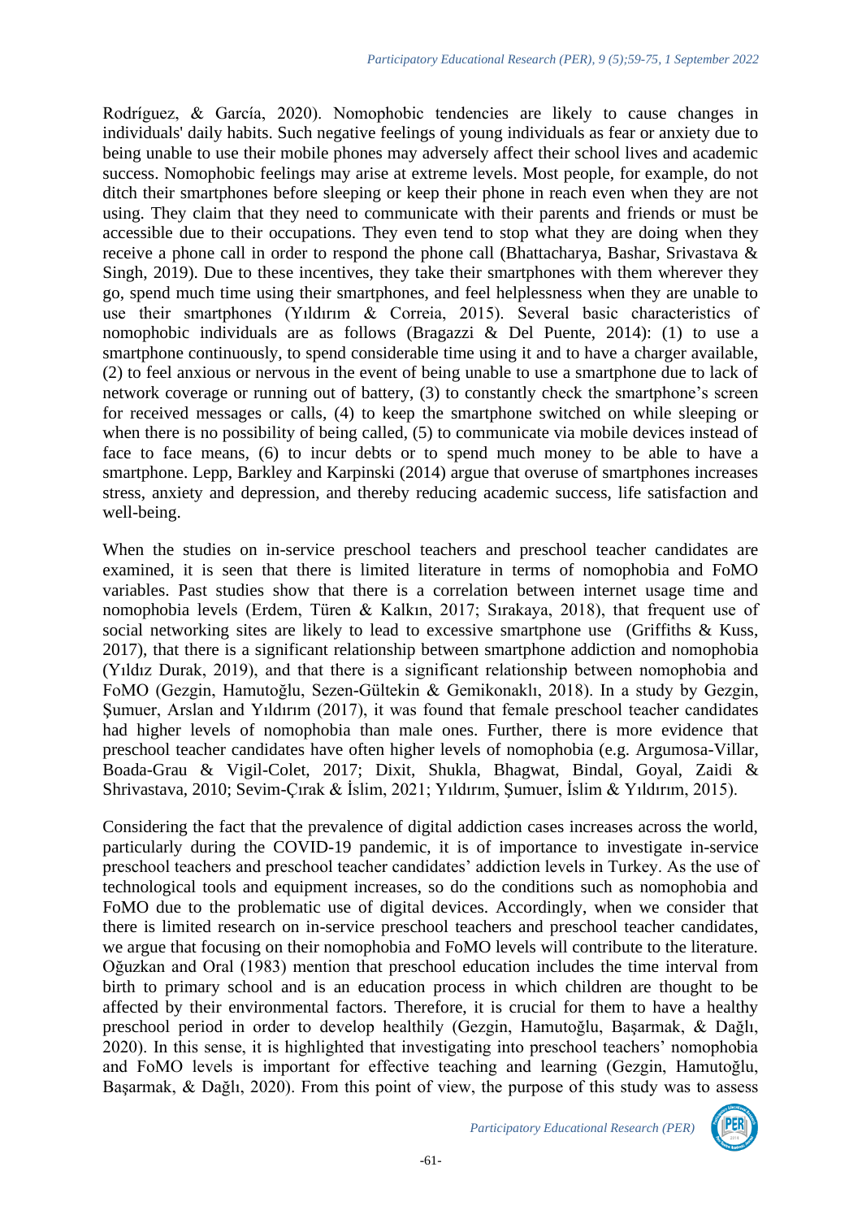Rodríguez, & García, 2020). Nomophobic tendencies are likely to cause changes in individuals' daily habits. Such negative feelings of young individuals as fear or anxiety due to being unable to use their mobile phones may adversely affect their school lives and academic success. Nomophobic feelings may arise at extreme levels. Most people, for example, do not ditch their smartphones before sleeping or keep their phone in reach even when they are not using. They claim that they need to communicate with their parents and friends or must be accessible due to their occupations. They even tend to stop what they are doing when they receive a phone call in order to respond the phone call (Bhattacharya, Bashar, Srivastava & Singh, 2019). Due to these incentives, they take their smartphones with them wherever they go, spend much time using their smartphones, and feel helplessness when they are unable to use their smartphones (Yıldırım & Correia, 2015). Several basic characteristics of nomophobic individuals are as follows (Bragazzi & Del Puente, 2014): (1) to use a smartphone continuously, to spend considerable time using it and to have a charger available, (2) to feel anxious or nervous in the event of being unable to use a smartphone due to lack of network coverage or running out of battery, (3) to constantly check the smartphone's screen for received messages or calls, (4) to keep the smartphone switched on while sleeping or when there is no possibility of being called, (5) to communicate via mobile devices instead of face to face means, (6) to incur debts or to spend much money to be able to have a smartphone. Lepp, Barkley and Karpinski (2014) argue that overuse of smartphones increases stress, anxiety and depression, and thereby reducing academic success, life satisfaction and well-being.

When the studies on in-service preschool teachers and preschool teacher candidates are examined, it is seen that there is limited literature in terms of nomophobia and FoMO variables. Past studies show that there is a correlation between internet usage time and nomophobia levels (Erdem, Türen & Kalkın, 2017; Sırakaya, 2018), that frequent use of social networking sites are likely to lead to excessive smartphone use (Griffiths & Kuss, 2017), that there is a significant relationship between smartphone addiction and nomophobia (Yıldız Durak, 2019), and that there is a significant relationship between nomophobia and FoMO (Gezgin, Hamutoğlu, Sezen-Gültekin & Gemikonaklı, 2018). In a study by Gezgin, Şumuer, Arslan and Yıldırım (2017), it was found that female preschool teacher candidates had higher levels of nomophobia than male ones. Further, there is more evidence that preschool teacher candidates have often higher levels of nomophobia (e.g. Argumosa-Villar, Boada-Grau & Vigil-Colet, 2017; Dixit, Shukla, Bhagwat, Bindal, Goyal, Zaidi & Shrivastava, 2010; Sevim-Çırak & İslim, 2021; Yıldırım, Şumuer, İslim & Yıldırım, 2015).

Considering the fact that the prevalence of digital addiction cases increases across the world, particularly during the COVID-19 pandemic, it is of importance to investigate in-service preschool teachers and preschool teacher candidates' addiction levels in Turkey. As the use of technological tools and equipment increases, so do the conditions such as nomophobia and FoMO due to the problematic use of digital devices. Accordingly, when we consider that there is limited research on in-service preschool teachers and preschool teacher candidates, we argue that focusing on their nomophobia and FoMO levels will contribute to the literature. Oğuzkan and Oral (1983) mention that preschool education includes the time interval from birth to primary school and is an education process in which children are thought to be affected by their environmental factors. Therefore, it is crucial for them to have a healthy preschool period in order to develop healthily (Gezgin, Hamutoğlu, Başarmak, & Dağlı, 2020). In this sense, it is highlighted that investigating into preschool teachers' nomophobia and FoMO levels is important for effective teaching and learning (Gezgin, Hamutoğlu, Başarmak, & Dağlı, 2020). From this point of view, the purpose of this study was to assess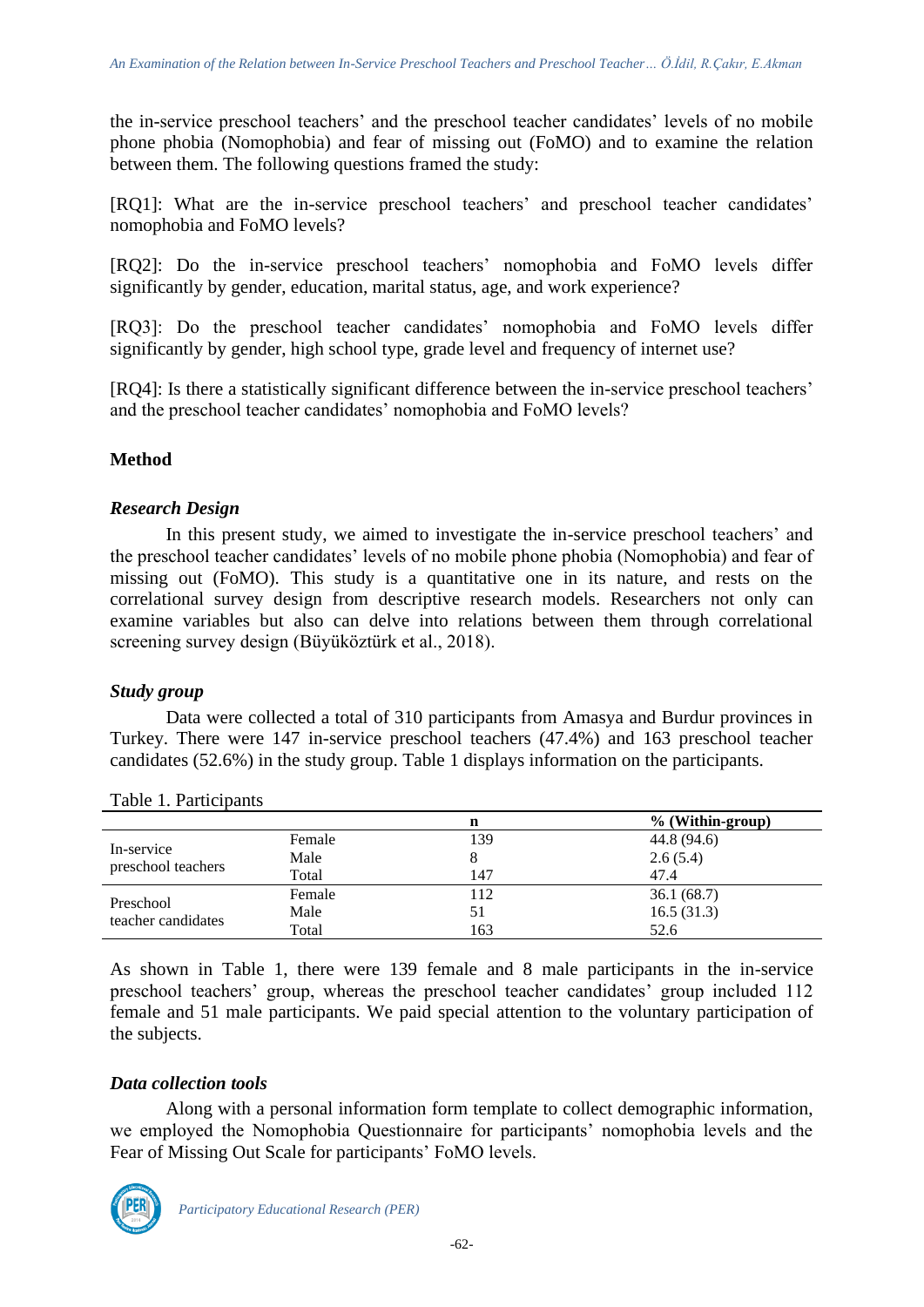the in-service preschool teachers' and the preschool teacher candidates' levels of no mobile phone phobia (Nomophobia) and fear of missing out (FoMO) and to examine the relation between them. The following questions framed the study:

[RQ1]: What are the in-service preschool teachers' and preschool teacher candidates' nomophobia and FoMO levels?

[RQ2]: Do the in-service preschool teachers' nomophobia and FoMO levels differ significantly by gender, education, marital status, age, and work experience?

[RQ3]: Do the preschool teacher candidates' nomophobia and FoMO levels differ significantly by gender, high school type, grade level and frequency of internet use?

[RQ4]: Is there a statistically significant difference between the in-service preschool teachers' and the preschool teacher candidates' nomophobia and FoMO levels?

## Method

### *Research Design*

In this present study, we aimed to investigate the in-service preschool teachers' and the preschool teacher candidates' levels of no mobile phone phobia (Nomophobia) and fear of missing out (FoMO). This study is a quantitative one in its nature, and rests on the correlational survey design from descriptive research models. Researchers not only can examine variables but also can delve into relations between them through correlational screening survey design (Büyüköztürk et al., 2018).

### *Study group*

Data were collected a total of 310 participants from Amasya and Burdur provinces in Turkey. There were 147 in-service preschool teachers (47.4%) and 163 preschool teacher candidates (52.6%) in the study group. Table 1 displays information on the participants.

Table 1. Participants

| | | n | % (Within-group) |
|---|---|---|---|
| In-service preschool teachers | Female | 139 | 44.8 (94.6) |
| | Male | 8 | 2.6 (5.4) |
| | Total | 147 | 47.4 |
| Preschool teacher candidates | Female | 112 | 36.1 (68.7) |
| | Male | 51 | 16.5 (31.3) |
| | Total | 163 | 52.6 |

As shown in Table 1, there were 139 female and 8 male participants in the in-service preschool teachers' group, whereas the preschool teacher candidates' group included 112 female and 51 male participants. We paid special attention to the voluntary participation of the subjects.

### *Data collection tools*

Along with a personal information form template to collect demographic information, we employed the Nomophobia Questionnaire for participants' nomophobia levels and the Fear of Missing Out Scale for participants' FoMO levels.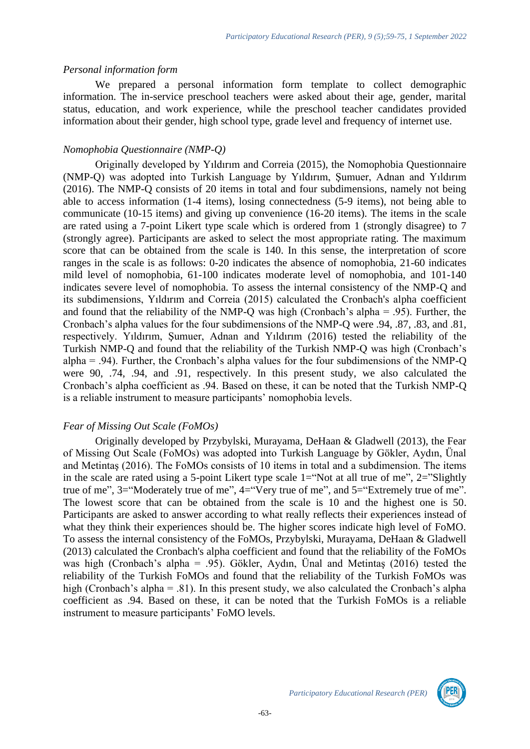*Personal information form*

We prepared a personal information form template to collect demographic information. The in-service preschool teachers were asked about their age, gender, marital status, education, and work experience, while the preschool teacher candidates provided information about their gender, high school type, grade level and frequency of internet use.

*Nomophobia Questionnaire (NMP-Q)*

Originally developed by Yıldırım and Correia (2015), the Nomophobia Questionnaire (NMP-Q) was adopted into Turkish Language by Yıldırım, Şumuer, Adnan and Yıldırım (2016). The NMP-Q consists of 20 items in total and four subdimensions, namely not being able to access information (1-4 items), losing connectedness (5-9 items), not being able to communicate (10-15 items) and giving up convenience (16-20 items). The items in the scale are rated using a 7-point Likert type scale which is ordered from 1 (strongly disagree) to 7 (strongly agree). Participants are asked to select the most appropriate rating. The maximum score that can be obtained from the scale is 140. In this sense, the interpretation of score ranges in the scale is as follows: 0-20 indicates the absence of nomophobia, 21-60 indicates mild level of nomophobia, 61-100 indicates moderate level of nomophobia, and 101-140 indicates severe level of nomophobia. To assess the internal consistency of the NMP-Q and its subdimensions, Yıldırım and Correia (2015) calculated the Cronbach's alpha coefficient and found that the reliability of the NMP-Q was high (Cronbach's alpha = .95). Further, the Cronbach's alpha values for the four subdimensions of the NMP-Q were .94, .87, .83, and .81, respectively. Yıldırım, Şumuer, Adnan and Yıldırım (2016) tested the reliability of the Turkish NMP-Q and found that the reliability of the Turkish NMP-Q was high (Cronbach's alpha = .94). Further, the Cronbach's alpha values for the four subdimensions of the NMP-Q were 90, .74, .94, and .91, respectively. In this present study, we also calculated the Cronbach's alpha coefficient as .94. Based on these, it can be noted that the Turkish NMP-Q is a reliable instrument to measure participants' nomophobia levels.

*Fear of Missing Out Scale (FoMOs)*

Originally developed by Przybylski, Murayama, DeHaan & Gladwell (2013), the Fear of Missing Out Scale (FoMOs) was adopted into Turkish Language by Gökler, Aydın, Ünal and Metintaş (2016). The FoMOs consists of 10 items in total and a subdimension. The items in the scale are rated using a 5-point Likert type scale 1="Not at all true of me", 2="Slightly true of me", 3="Moderately true of me", 4="Very true of me", and 5="Extremely true of me". The lowest score that can be obtained from the scale is 10 and the highest one is 50. Participants are asked to answer according to what really reflects their experiences instead of what they think their experiences should be. The higher scores indicate high level of FoMO. To assess the internal consistency of the FoMOs, Przybylski, Murayama, DeHaan & Gladwell (2013) calculated the Cronbach's alpha coefficient and found that the reliability of the FoMOs was high (Cronbach's alpha = .95). Gökler, Aydın, Ünal and Metintaş (2016) tested the reliability of the Turkish FoMOs and found that the reliability of the Turkish FoMOs was high (Cronbach's alpha = .81). In this present study, we also calculated the Cronbach's alpha coefficient as .94. Based on these, it can be noted that the Turkish FoMOs is a reliable instrument to measure participants' FoMO levels.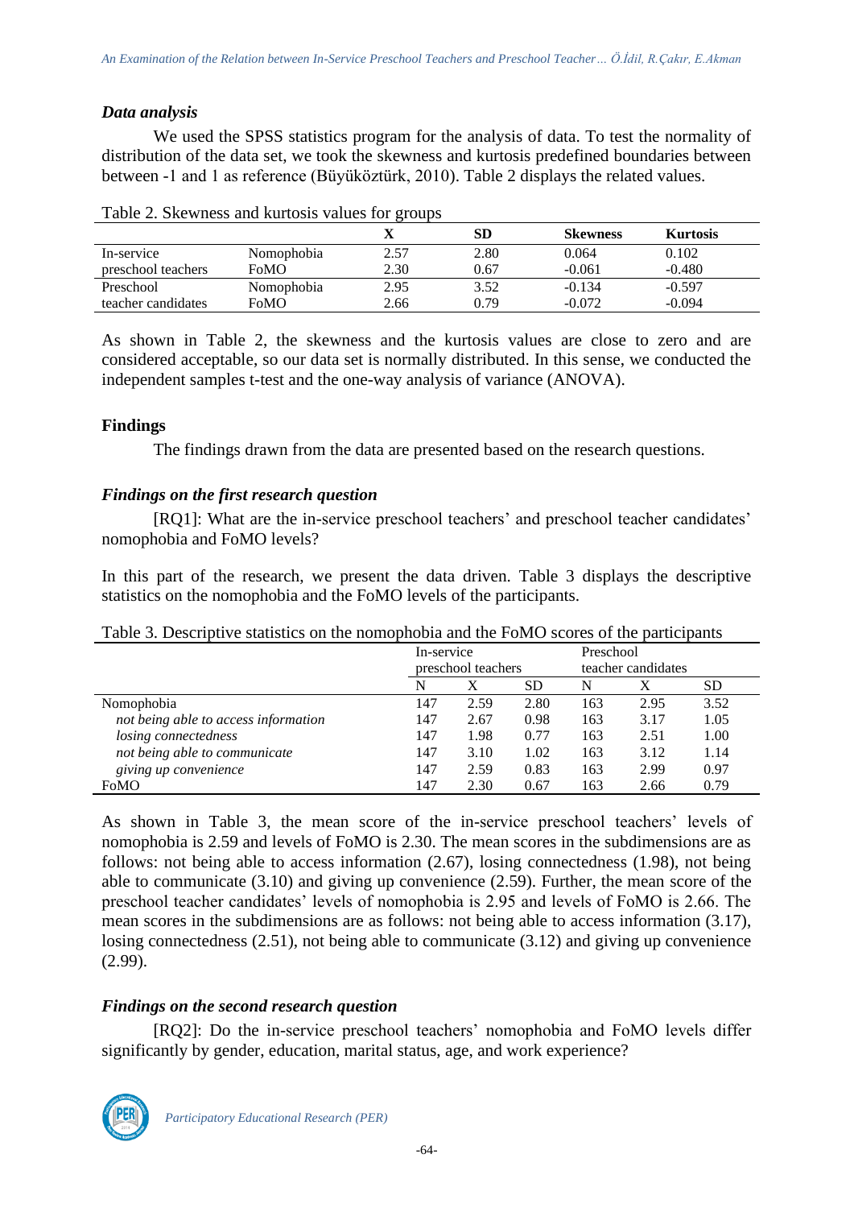### *Data analysis*

We used the SPSS statistics program for the analysis of data. To test the normality of distribution of the data set, we took the skewness and kurtosis predefined boundaries between between -1 and 1 as reference (Büyüköztürk, 2010). Table 2 displays the related values.

Table 2. Skewness and kurtosis values for groups

| | | X | SD | Skewness | Kurtosis |
|---|---|---|---|---|---|
| In-service preschool teachers | Nomophobia | 2.57 | 2.80 | 0.064 | 0.102 |
| | FoMO | 2.30 | 0.67 | -0.061 | -0.480 |
| Preschool teacher candidates | Nomophobia | 2.95 | 3.52 | -0.134 | -0.597 |
| | FoMO | 2.66 | 0.79 | -0.072 | -0.094 |

As shown in Table 2, the skewness and the kurtosis values are close to zero and are considered acceptable, so our data set is normally distributed. In this sense, we conducted the independent samples t-test and the one-way analysis of variance (ANOVA).

### **Findings**

The findings drawn from the data are presented based on the research questions.

### *Findings on the first research question*

[RQ1]: What are the in-service preschool teachers' and preschool teacher candidates' nomophobia and FoMO levels?

In this part of the research, we present the data driven. Table 3 displays the descriptive statistics on the nomophobia and the FoMO levels of the participants.

Table 3. Descriptive statistics on the nomophobia and the FoMO scores of the participants

| | In-service preschool teachers | | | Preschool teacher candidates | | |
|---|---|---|---|---|---|---|
| | N | X | SD | N | X | SD |
| Nomophobia | 147 | 2.59 | 2.80 | 163 | 2.95 | 3.52 |
| *not being able to access information* | 147 | 2.67 | 0.98 | 163 | 3.17 | 1.05 |
| *losing connectedness* | 147 | 1.98 | 0.77 | 163 | 2.51 | 1.00 |
| *not being able to communicate* | 147 | 3.10 | 1.02 | 163 | 3.12 | 1.14 |
| *giving up convenience* | 147 | 2.59 | 0.83 | 163 | 2.99 | 0.97 |
| FoMO | 147 | 2.30 | 0.67 | 163 | 2.66 | 0.79 |

As shown in Table 3, the mean score of the in-service preschool teachers' levels of nomophobia is 2.59 and levels of FoMO is 2.30. The mean scores in the subdimensions are as follows: not being able to access information (2.67), losing connectedness (1.98), not being able to communicate (3.10) and giving up convenience (2.59). Further, the mean score of the preschool teacher candidates' levels of nomophobia is 2.95 and levels of FoMO is 2.66. The mean scores in the subdimensions are as follows: not being able to access information (3.17), losing connectedness (2.51), not being able to communicate (3.12) and giving up convenience (2.99).

### *Findings on the second research question*

[RQ2]: Do the in-service preschool teachers' nomophobia and FoMO levels differ significantly by gender, education, marital status, age, and work experience?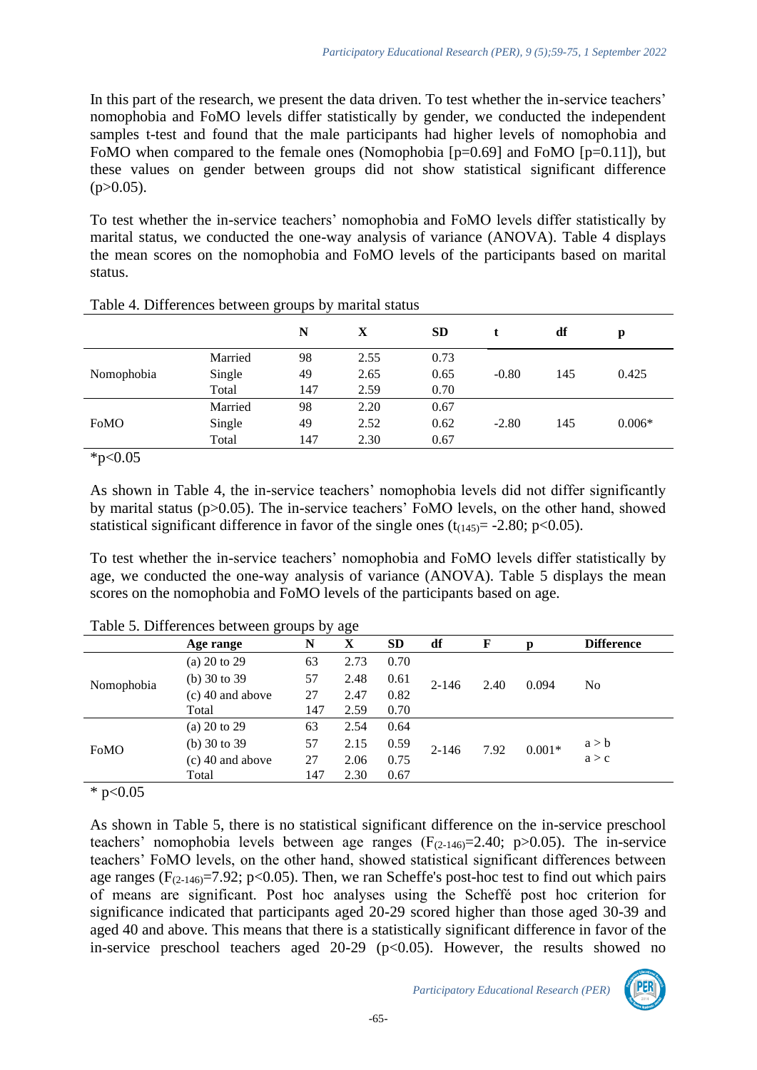In this part of the research, we present the data driven. To test whether the in-service teachers' nomophobia and FoMO levels differ statistically by gender, we conducted the independent samples t-test and found that the male participants had higher levels of nomophobia and FoMO when compared to the female ones (Nomophobia [$p=0.69$] and FoMO [$p=0.11$]), but these values on gender between groups did not show statistical significant difference ($p>0.05$).

To test whether the in-service teachers' nomophobia and FoMO levels differ statistically by marital status, we conducted the one-way analysis of variance (ANOVA). Table 4 displays the mean scores on the nomophobia and FoMO levels of the participants based on marital status.

Table 4. Differences between groups by marital status

| | | N | X | SD | t | df | p |
|---|---|---|---|---|---|---|---|
| Nomophobia | Married | 98 | 2.55 | 0.73 | -0.80 | 145 | 0.425 |
| | Single | 49 | 2.65 | 0.65 | | | |
| | Total | 147 | 2.59 | 0.70 | | | |
| FoMO | Married | 98 | 2.20 | 0.67 | -2.80 | 145 | 0.006* |
| | Single | 49 | 2.52 | 0.62 | | | |
| | Total | 147 | 2.30 | 0.67 | | | |

*p<0.05

As shown in Table 4, the in-service teachers' nomophobia levels did not differ significantly by marital status ($p>0.05$). The in-service teachers' FoMO levels, on the other hand, showed statistical significant difference in favor of the single ones ($t_{(145)}= -2.80$; $p<0.05$).

To test whether the in-service teachers' nomophobia and FoMO levels differ statistically by age, we conducted the one-way analysis of variance (ANOVA). Table 5 displays the mean scores on the nomophobia and FoMO levels of the participants based on age.

Table 5. Differences between groups by age

| | Age range | N | X | SD | df | F | p | Difference |
|---|---|---|---|---|---|---|---|---|
| Nomophobia | (a) 20 to 29 | 63 | 2.73 | 0.70 | 2-146 | 2.40 | 0.094 | No |
| | (b) 30 to 39 | 57 | 2.48 | 0.61 | | | | |
| | (c) 40 and above | 27 | 2.47 | 0.82 | | | | |
| | Total | 147 | 2.59 | 0.70 | | | | |
| FoMO | (a) 20 to 29 | 63 | 2.54 | 0.64 | 2-146 | 7.92 | 0.001* | a > b<br>a > c |
| | (b) 30 to 39 | 57 | 2.15 | 0.59 | | | | |
| | (c) 40 and above | 27 | 2.06 | 0.75 | | | | |
| | Total | 147 | 2.30 | 0.67 | | | | |

* p<0.05

As shown in Table 5, there is no statistical significant difference on the in-service preschool teachers' nomophobia levels between age ranges ($F_{(2\text{-}146)}=2.40$; $p>0.05$). The in-service teachers' FoMO levels, on the other hand, showed statistical significant differences between age ranges ($F_{(2\text{-}146)}=7.92$; $p<0.05$). Then, we ran Scheffe's post-hoc test to find out which pairs of means are significant. Post hoc analyses using the Scheffé post hoc criterion for significance indicated that participants aged 20-29 scored higher than those aged 30-39 and aged 40 and above. This means that there is a statistically significant difference in favor of the in-service preschool teachers aged 20-29 ($p<0.05$). However, the results showed no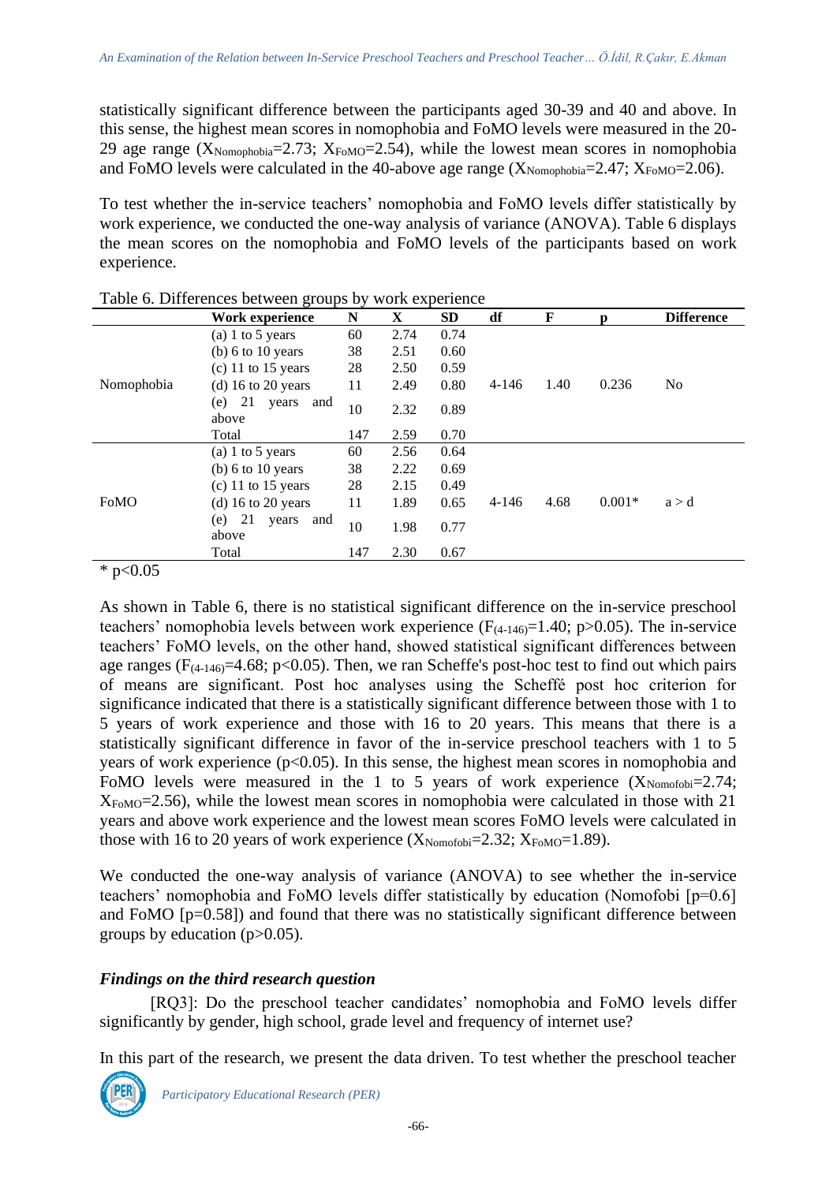statistically significant difference between the participants aged 30-39 and 40 and above. In this sense, the highest mean scores in nomophobia and FoMO levels were measured in the 20-29 age range ($X_{Nomophobia}$=2.73; $X_{FoMO}$=2.54), while the lowest mean scores in nomophobia and FoMO levels were calculated in the 40-above age range ($X_{Nomophobia}$=2.47; $X_{FoMO}$=2.06).

To test whether the in-service teachers' nomophobia and FoMO levels differ statistically by work experience, we conducted the one-way analysis of variance (ANOVA). Table 6 displays the mean scores on the nomophobia and FoMO levels of the participants based on work experience.

Table 6. Differences between groups by work experience

| | Work experience | N | X | SD | df | F | p | Difference |
|---|---|---|---|---|---|---|---|---|
| Nomophobia | (a) 1 to 5 years | 60 | 2.74 | 0.74 | 4-146 | 1.40 | 0.236 | No |
| | (b) 6 to 10 years | 38 | 2.51 | 0.60 | | | | |
| | (c) 11 to 15 years | 28 | 2.50 | 0.59 | | | | |
| | (d) 16 to 20 years | 11 | 2.49 | 0.80 | | | | |
| | (e) 21 years and above | 10 | 2.32 | 0.89 | | | | |
| | Total | 147 | 2.59 | 0.70 | | | | |
| FoMO | (a) 1 to 5 years | 60 | 2.56 | 0.64 | 4-146 | 4.68 | 0.001* | a > d |
| | (b) 6 to 10 years | 38 | 2.22 | 0.69 | | | | |
| | (c) 11 to 15 years | 28 | 2.15 | 0.49 | | | | |
| | (d) 16 to 20 years | 11 | 1.89 | 0.65 | | | | |
| | (e) 21 years and above | 10 | 1.98 | 0.77 | | | | |
| | Total | 147 | 2.30 | 0.67 | | | | |

* p<0.05

As shown in Table 6, there is no statistical significant difference on the in-service preschool teachers' nomophobia levels between work experience ($F_{(4-146)}$=1.40; p>0.05). The in-service teachers' FoMO levels, on the other hand, showed statistical significant differences between age ranges ($F_{(4-146)}$=4.68; p<0.05). Then, we ran Scheffe's post-hoc test to find out which pairs of means are significant. Post hoc analyses using the Scheffé post hoc criterion for significance indicated that there is a statistically significant difference between those with 1 to 5 years of work experience and those with 16 to 20 years. This means that there is a statistically significant difference in favor of the in-service preschool teachers with 1 to 5 years of work experience (p<0.05). In this sense, the highest mean scores in nomophobia and FoMO levels were measured in the 1 to 5 years of work experience ($X_{Nomofobi}$=2.74; $X_{FoMO}$=2.56), while the lowest mean scores in nomophobia were calculated in those with 21 years and above work experience and the lowest mean scores FoMO levels were calculated in those with 16 to 20 years of work experience ($X_{Nomofobi}$=2.32; $X_{FoMO}$=1.89).

We conducted the one-way analysis of variance (ANOVA) to see whether the in-service teachers' nomophobia and FoMO levels differ statistically by education (Nomofobi [p=0.6] and FoMO [p=0.58]) and found that there was no statistically significant difference between groups by education (p>0.05).

### *Findings on the third research question*

[RQ3]: Do the preschool teacher candidates' nomophobia and FoMO levels differ significantly by gender, high school, grade level and frequency of internet use?

In this part of the research, we present the data driven. To test whether the preschool teacher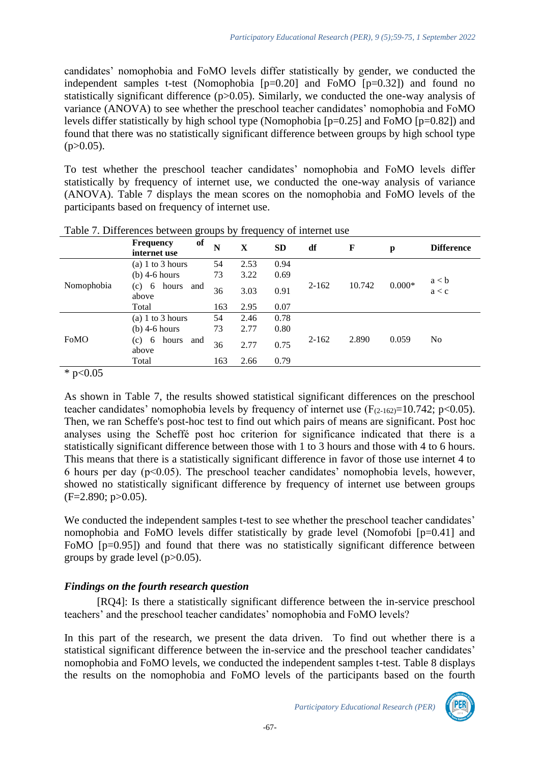candidates' nomophobia and FoMO levels differ statistically by gender, we conducted the independent samples t-test (Nomophobia [p=0.20] and FoMO [p=0.32]) and found no statistically significant difference ($p>0.05$). Similarly, we conducted the one-way analysis of variance (ANOVA) to see whether the preschool teacher candidates' nomophobia and FoMO levels differ statistically by high school type (Nomophobia [p=0.25] and FoMO [p=0.82]) and found that there was no statistically significant difference between groups by high school type ($p>0.05$).

To test whether the preschool teacher candidates' nomophobia and FoMO levels differ statistically by frequency of internet use, we conducted the one-way analysis of variance (ANOVA). Table 7 displays the mean scores on the nomophobia and FoMO levels of the participants based on frequency of internet use.

Table 7. Differences between groups by frequency of internet use

| | Frequency of internet use | N | X | SD | df | F | p | Difference |
|---|---|---|---|---|---|---|---|---|
| Nomophobia | (a) 1 to 3 hours | 54 | 2.53 | 0.94 | 2-162 | 10.742 | 0.000* | a < b<br>a < c |
| | (b) 4-6 hours | 73 | 3.22 | 0.69 | | | | |
| | (c) 6 hours and above | 36 | 3.03 | 0.91 | | | | |
| | Total | 163 | 2.95 | 0.07 | | | | |
| FoMO | (a) 1 to 3 hours | 54 | 2.46 | 0.78 | 2-162 | 2.890 | 0.059 | No |
| | (b) 4-6 hours | 73 | 2.77 | 0.80 | | | | |
| | (c) 6 hours and above | 36 | 2.77 | 0.75 | | | | |
| | Total | 163 | 2.66 | 0.79 | | | | |

* $p<0.05$

As shown in Table 7, the results showed statistical significant differences on the preschool teacher candidates' nomophobia levels by frequency of internet use ($F_{(2-162)}=10.742$; $p<0.05$). Then, we ran Scheffe's post-hoc test to find out which pairs of means are significant. Post hoc analyses using the Scheffé post hoc criterion for significance indicated that there is a statistically significant difference between those with 1 to 3 hours and those with 4 to 6 hours. This means that there is a statistically significant difference in favor of those use internet 4 to 6 hours per day ($p<0.05$). The preschool teacher candidates' nomophobia levels, however, showed no statistically significant difference by frequency of internet use between groups ($F=2.890$; $p>0.05$).

We conducted the independent samples t-test to see whether the preschool teacher candidates' nomophobia and FoMO levels differ statistically by grade level (Nomofobi [p=0.41] and FoMO [p=0.95]) and found that there was no statistically significant difference between groups by grade level ($p>0.05$).

### *Findings on the fourth research question*

[RQ4]: Is there a statistically significant difference between the in-service preschool teachers' and the preschool teacher candidates' nomophobia and FoMO levels?

In this part of the research, we present the data driven. To find out whether there is a statistical significant difference between the in-service and the preschool teacher candidates' nomophobia and FoMO levels, we conducted the independent samples t-test. Table 8 displays the results on the nomophobia and FoMO levels of the participants based on the fourth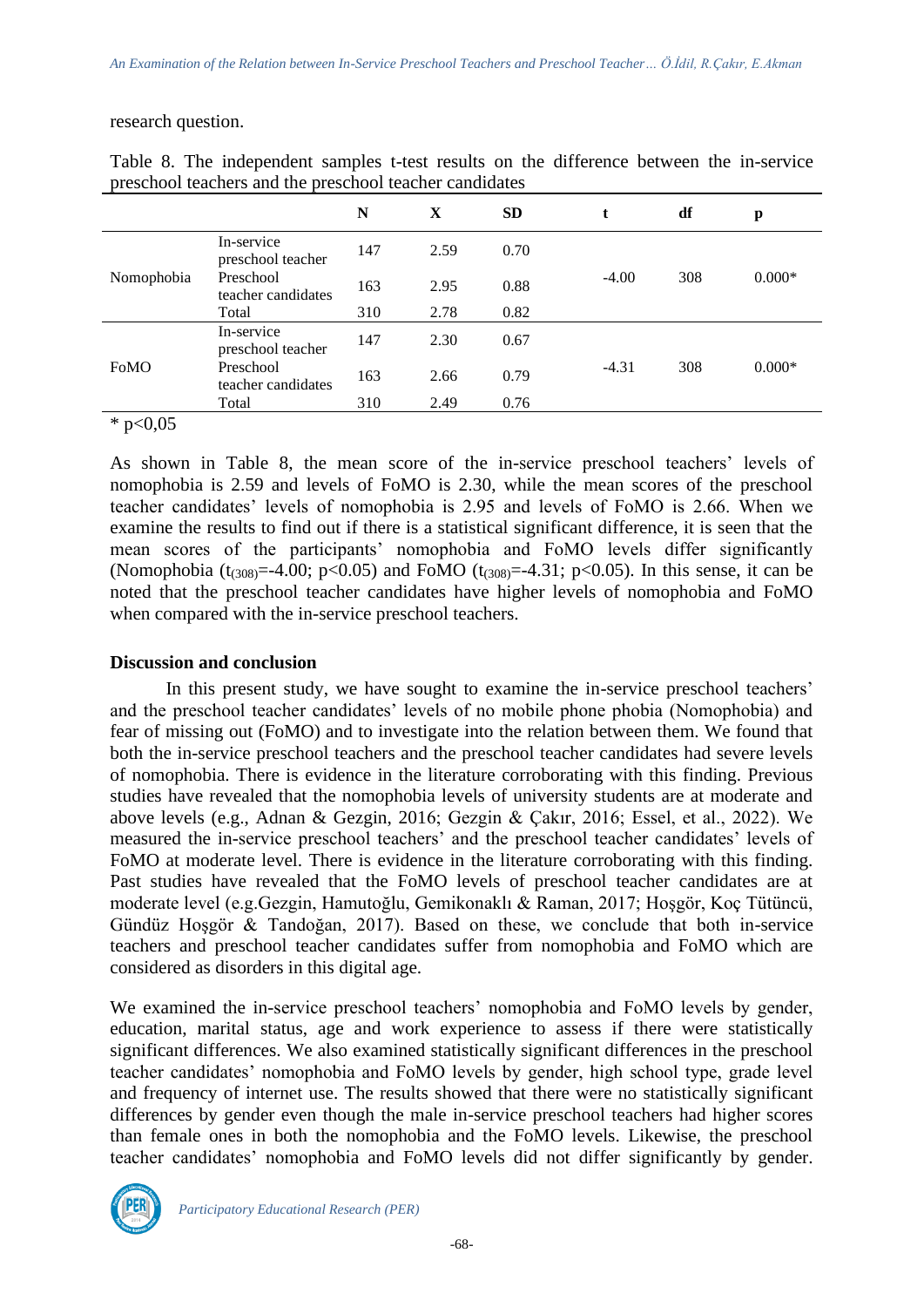research question.

Table 8. The independent samples t-test results on the difference between the in-service preschool teachers and the preschool teacher candidates

| | | N | X | SD | t | df | p |
|---|---|---|---|---|---|---|---|
| Nomophobia | In-service preschool teacher | 147 | 2.59 | 0.70 | -4.00 | 308 | 0.000* |
| | Preschool teacher candidates | 163 | 2.95 | 0.88 | | | |
| | Total | 310 | 2.78 | 0.82 | | | |
| FoMO | In-service preschool teacher | 147 | 2.30 | 0.67 | -4.31 | 308 | 0.000* |
| | Preschool teacher candidates | 163 | 2.66 | 0.79 | | | |
| | Total | 310 | 2.49 | 0.76 | | | |

* p<0,05

As shown in Table 8, the mean score of the in-service preschool teachers' levels of nomophobia is 2.59 and levels of FoMO is 2.30, while the mean scores of the preschool teacher candidates' levels of nomophobia is 2.95 and levels of FoMO is 2.66. When we examine the results to find out if there is a statistical significant difference, it is seen that the mean scores of the participants' nomophobia and FoMO levels differ significantly (Nomophobia ($t_{(308)}$=-4.00; $p<0.05$) and FoMO ($t_{(308)}$=-4.31; $p<0.05$). In this sense, it can be noted that the preschool teacher candidates have higher levels of nomophobia and FoMO when compared with the in-service preschool teachers.

## Discussion and conclusion

In this present study, we have sought to examine the in-service preschool teachers' and the preschool teacher candidates' levels of no mobile phone phobia (Nomophobia) and fear of missing out (FoMO) and to investigate into the relation between them. We found that both the in-service preschool teachers and the preschool teacher candidates had severe levels of nomophobia. There is evidence in the literature corroborating with this finding. Previous studies have revealed that the nomophobia levels of university students are at moderate and above levels (e.g., Adnan & Gezgin, 2016; Gezgin & Çakır, 2016; Essel, et al., 2022). We measured the in-service preschool teachers' and the preschool teacher candidates' levels of FoMO at moderate level. There is evidence in the literature corroborating with this finding. Past studies have revealed that the FoMO levels of preschool teacher candidates are at moderate level (e.g.Gezgin, Hamutoğlu, Gemikonaklı & Raman, 2017; Hoşgör, Koç Tütüncü, Gündüz Hoşgör & Tandoğan, 2017). Based on these, we conclude that both in-service teachers and preschool teacher candidates suffer from nomophobia and FoMO which are considered as disorders in this digital age.

We examined the in-service preschool teachers' nomophobia and FoMO levels by gender, education, marital status, age and work experience to assess if there were statistically significant differences. We also examined statistically significant differences in the preschool teacher candidates' nomophobia and FoMO levels by gender, high school type, grade level and frequency of internet use. The results showed that there were no statistically significant differences by gender even though the male in-service preschool teachers had higher scores than female ones in both the nomophobia and the FoMO levels. Likewise, the preschool teacher candidates' nomophobia and FoMO levels did not differ significantly by gender.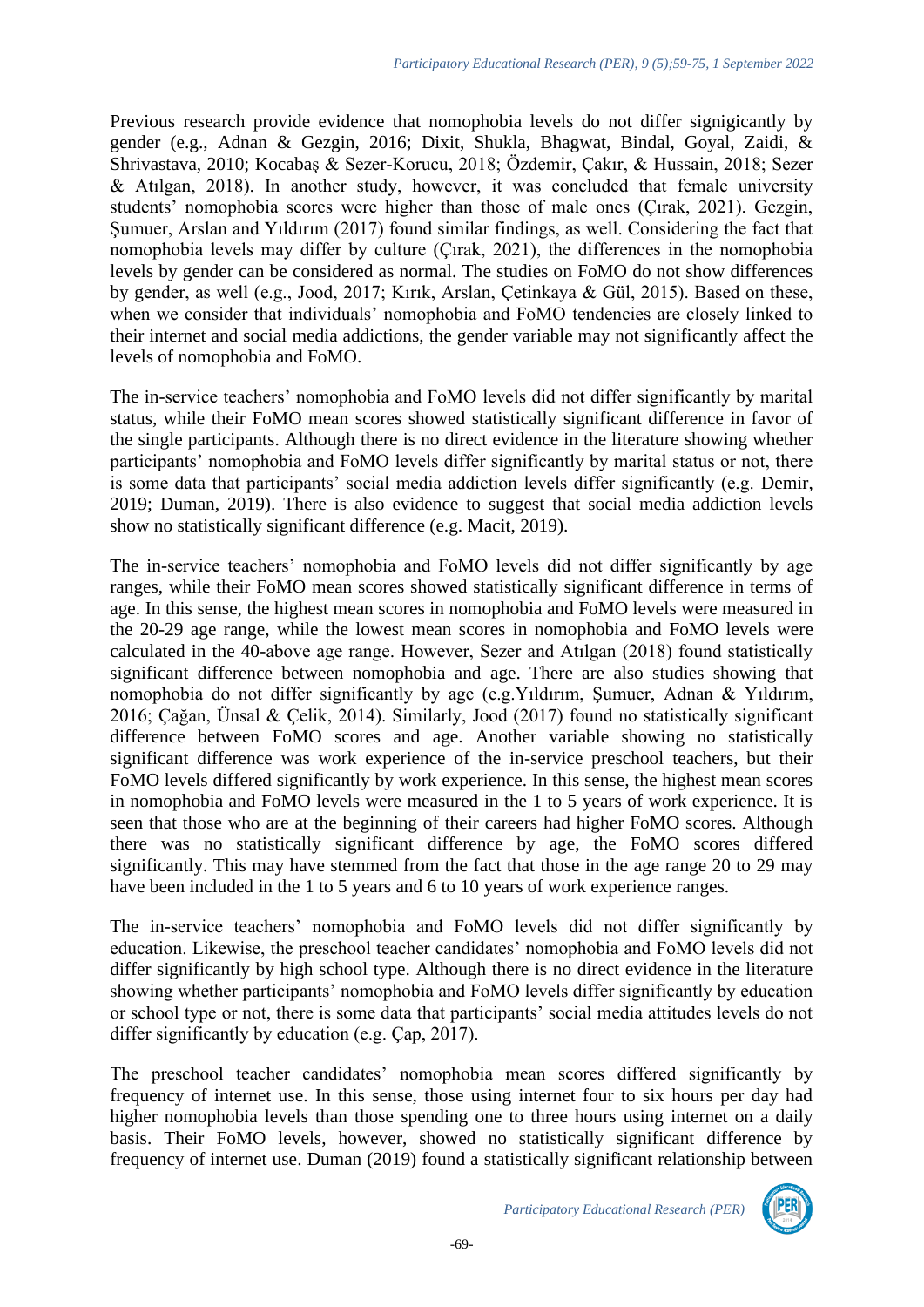Previous research provide evidence that nomophobia levels do not differ signigicantly by gender (e.g., Adnan & Gezgin, 2016; Dixit, Shukla, Bhagwat, Bindal, Goyal, Zaidi, & Shrivastava, 2010; Kocabaş & Sezer-Korucu, 2018; Özdemir, Çakır, & Hussain, 2018; Sezer & Atılgan, 2018). In another study, however, it was concluded that female university students' nomophobia scores were higher than those of male ones (Çırak, 2021). Gezgin, Şumuer, Arslan and Yıldırım (2017) found similar findings, as well. Considering the fact that nomophobia levels may differ by culture (Çırak, 2021), the differences in the nomophobia levels by gender can be considered as normal. The studies on FoMO do not show differences by gender, as well (e.g., Jood, 2017; Kırık, Arslan, Çetinkaya & Gül, 2015). Based on these, when we consider that individuals' nomophobia and FoMO tendencies are closely linked to their internet and social media addictions, the gender variable may not significantly affect the levels of nomophobia and FoMO.

The in-service teachers' nomophobia and FoMO levels did not differ significantly by marital status, while their FoMO mean scores showed statistically significant difference in favor of the single participants. Although there is no direct evidence in the literature showing whether participants' nomophobia and FoMO levels differ significantly by marital status or not, there is some data that participants' social media addiction levels differ significantly (e.g. Demir, 2019; Duman, 2019). There is also evidence to suggest that social media addiction levels show no statistically significant difference (e.g. Macit, 2019).

The in-service teachers' nomophobia and FoMO levels did not differ significantly by age ranges, while their FoMO mean scores showed statistically significant difference in terms of age. In this sense, the highest mean scores in nomophobia and FoMO levels were measured in the 20-29 age range, while the lowest mean scores in nomophobia and FoMO levels were calculated in the 40-above age range. However, Sezer and Atılgan (2018) found statistically significant difference between nomophobia and age. There are also studies showing that nomophobia do not differ significantly by age (e.g.Yıldırım, Şumuer, Adnan & Yıldırım, 2016; Çağan, Ünsal & Çelik, 2014). Similarly, Jood (2017) found no statistically significant difference between FoMO scores and age. Another variable showing no statistically significant difference was work experience of the in-service preschool teachers, but their FoMO levels differed significantly by work experience. In this sense, the highest mean scores in nomophobia and FoMO levels were measured in the 1 to 5 years of work experience. It is seen that those who are at the beginning of their careers had higher FoMO scores. Although there was no statistically significant difference by age, the FoMO scores differed significantly. This may have stemmed from the fact that those in the age range 20 to 29 may have been included in the 1 to 5 years and 6 to 10 years of work experience ranges.

The in-service teachers' nomophobia and FoMO levels did not differ significantly by education. Likewise, the preschool teacher candidates' nomophobia and FoMO levels did not differ significantly by high school type. Although there is no direct evidence in the literature showing whether participants' nomophobia and FoMO levels differ significantly by education or school type or not, there is some data that participants' social media attitudes levels do not differ significantly by education (e.g. Çap, 2017).

The preschool teacher candidates' nomophobia mean scores differed significantly by frequency of internet use. In this sense, those using internet four to six hours per day had higher nomophobia levels than those spending one to three hours using internet on a daily basis. Their FoMO levels, however, showed no statistically significant difference by frequency of internet use. Duman (2019) found a statistically significant relationship between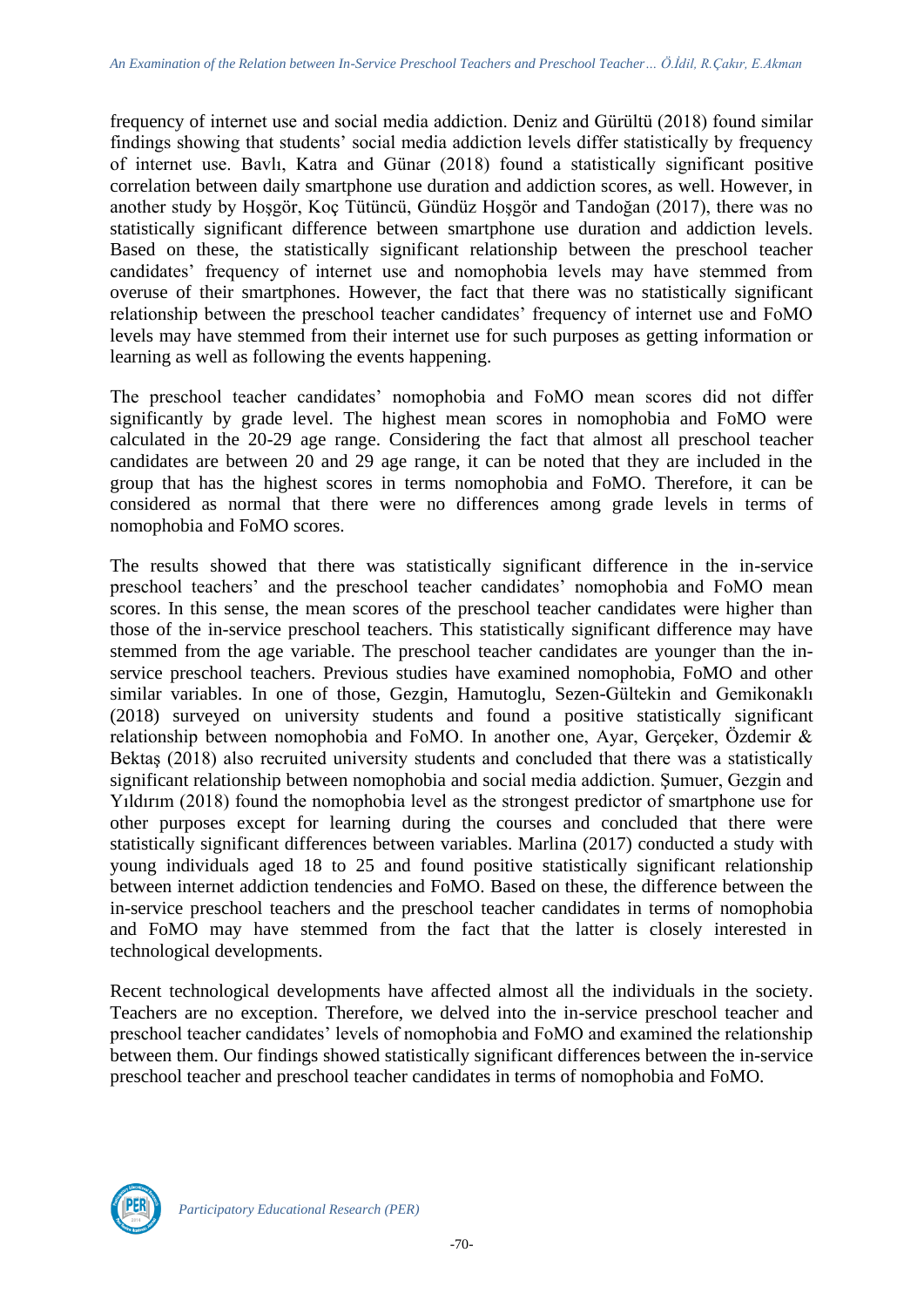frequency of internet use and social media addiction. Deniz and Gürültü (2018) found similar findings showing that students' social media addiction levels differ statistically by frequency of internet use. Bavlı, Katra and Günar (2018) found a statistically significant positive correlation between daily smartphone use duration and addiction scores, as well. However, in another study by Hoşgör, Koç Tütüncü, Gündüz Hoşgör and Tandoğan (2017), there was no statistically significant difference between smartphone use duration and addiction levels. Based on these, the statistically significant relationship between the preschool teacher candidates' frequency of internet use and nomophobia levels may have stemmed from overuse of their smartphones. However, the fact that there was no statistically significant relationship between the preschool teacher candidates' frequency of internet use and FoMO levels may have stemmed from their internet use for such purposes as getting information or learning as well as following the events happening.

The preschool teacher candidates' nomophobia and FoMO mean scores did not differ significantly by grade level. The highest mean scores in nomophobia and FoMO were calculated in the 20-29 age range. Considering the fact that almost all preschool teacher candidates are between 20 and 29 age range, it can be noted that they are included in the group that has the highest scores in terms nomophobia and FoMO. Therefore, it can be considered as normal that there were no differences among grade levels in terms of nomophobia and FoMO scores.

The results showed that there was statistically significant difference in the in-service preschool teachers' and the preschool teacher candidates' nomophobia and FoMO mean scores. In this sense, the mean scores of the preschool teacher candidates were higher than those of the in-service preschool teachers. This statistically significant difference may have stemmed from the age variable. The preschool teacher candidates are younger than the in-service preschool teachers. Previous studies have examined nomophobia, FoMO and other similar variables. In one of those, Gezgin, Hamutoglu, Sezen-Gültekin and Gemikonaklı (2018) surveyed on university students and found a positive statistically significant relationship between nomophobia and FoMO. In another one, Ayar, Gerçeker, Özdemir & Bektaş (2018) also recruited university students and concluded that there was a statistically significant relationship between nomophobia and social media addiction. Şumuer, Gezgin and Yıldırım (2018) found the nomophobia level as the strongest predictor of smartphone use for other purposes except for learning during the courses and concluded that there were statistically significant differences between variables. Marlina (2017) conducted a study with young individuals aged 18 to 25 and found positive statistically significant relationship between internet addiction tendencies and FoMO. Based on these, the difference between the in-service preschool teachers and the preschool teacher candidates in terms of nomophobia and FoMO may have stemmed from the fact that the latter is closely interested in technological developments.

Recent technological developments have affected almost all the individuals in the society. Teachers are no exception. Therefore, we delved into the in-service preschool teacher and preschool teacher candidates' levels of nomophobia and FoMO and examined the relationship between them. Our findings showed statistically significant differences between the in-service preschool teacher and preschool teacher candidates in terms of nomophobia and FoMO.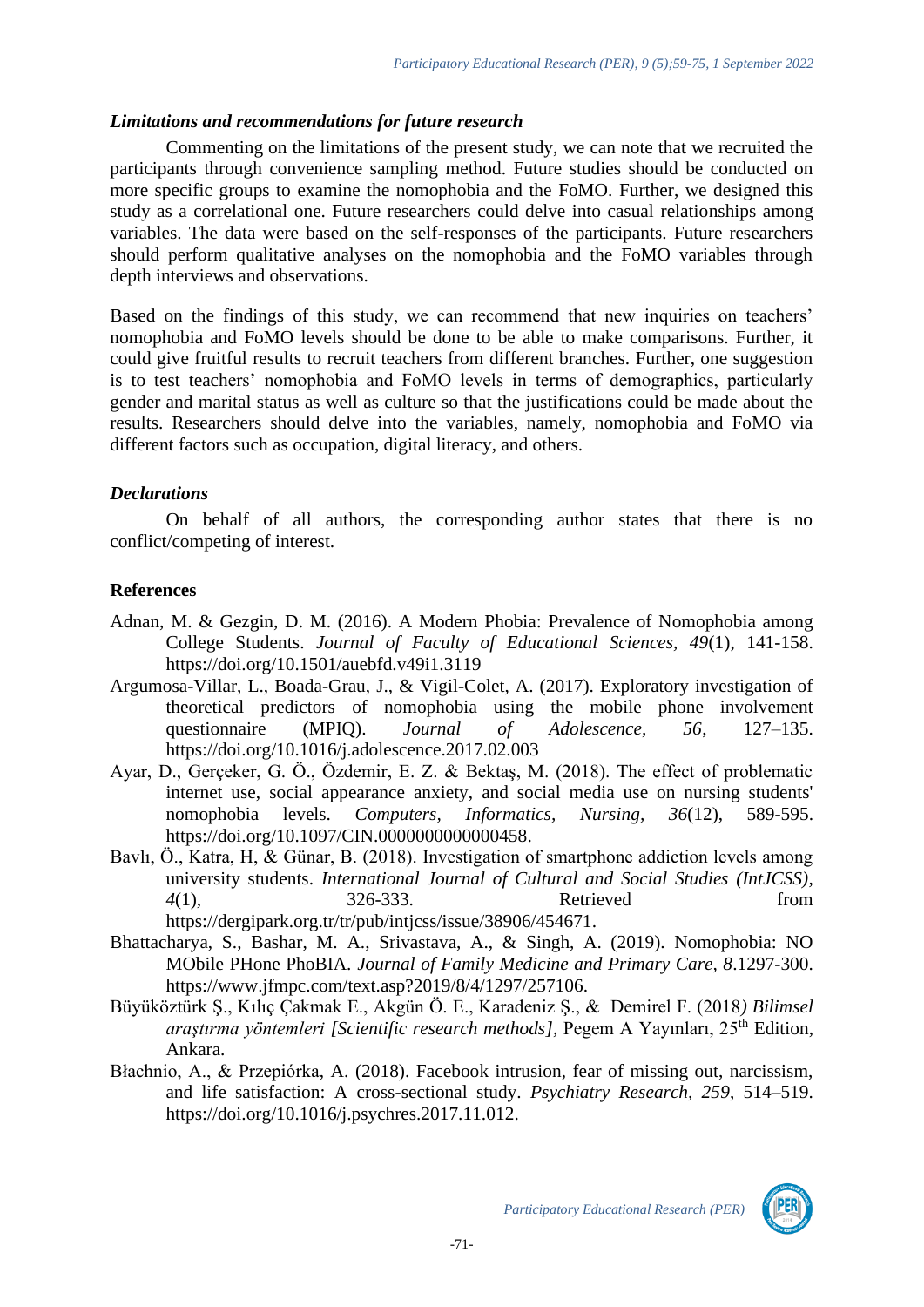### *Limitations and recommendations for future research*

Commenting on the limitations of the present study, we can note that we recruited the participants through convenience sampling method. Future studies should be conducted on more specific groups to examine the nomophobia and the FoMO. Further, we designed this study as a correlational one. Future researchers could delve into casual relationships among variables. The data were based on the self-responses of the participants. Future researchers should perform qualitative analyses on the nomophobia and the FoMO variables through depth interviews and observations.

Based on the findings of this study, we can recommend that new inquiries on teachers' nomophobia and FoMO levels should be done to be able to make comparisons. Further, it could give fruitful results to recruit teachers from different branches. Further, one suggestion is to test teachers' nomophobia and FoMO levels in terms of demographics, particularly gender and marital status as well as culture so that the justifications could be made about the results. Researchers should delve into the variables, namely, nomophobia and FoMO via different factors such as occupation, digital literacy, and others.

### *Declarations*

On behalf of all authors, the corresponding author states that there is no conflict/competing of interest.

## References

Adnan, M. & Gezgin, D. M. (2016). A Modern Phobia: Prevalence of Nomophobia among College Students. *Journal of Faculty of Educational Sciences, 49*(1), 141-158. https://doi.org/10.1501/auebfd.v49i1.3119

Argumosa-Villar, L., Boada-Grau, J., & Vigil-Colet, A. (2017). Exploratory investigation of theoretical predictors of nomophobia using the mobile phone involvement questionnaire (MPIQ). *Journal of Adolescence, 56*, 127–135. https://doi.org/10.1016/j.adolescence.2017.02.003

Ayar, D., Gerçeker, G. Ö., Özdemir, E. Z. & Bektaş, M. (2018). The effect of problematic internet use, social appearance anxiety, and social media use on nursing students' nomophobia levels. *Computers, Informatics, Nursing, 36*(12), 589-595. https://doi.org/10.1097/CIN.0000000000000458.

Bavlı, Ö., Katra, H, & Günar, B. (2018). Investigation of smartphone addiction levels among university students. *International Journal of Cultural and Social Studies (IntJCSS), 4*(1), 326-333. Retrieved from https://dergipark.org.tr/tr/pub/intjcss/issue/38906/454671.

Bhattacharya, S., Bashar, M. A., Srivastava, A., & Singh, A. (2019). Nomophobia: NO MObile PHone PhoBIA. *Journal of Family Medicine and Primary Care, 8*.1297-300. https://www.jfmpc.com/text.asp?2019/8/4/1297/257106.

Büyüköztürk Ş., Kılıç Çakmak E., Akgün Ö. E., Karadeniz Ş., & Demirel F. (2018*) Bilimsel araştırma yöntemleri [Scientific research methods],* Pegem A Yayınları, 25th Edition, Ankara.

Błachnio, A., & Przepiórka, A. (2018). Facebook intrusion, fear of missing out, narcissism, and life satisfaction: A cross-sectional study. *Psychiatry Research, 259*, 514–519. https://doi.org/10.1016/j.psychres.2017.11.012.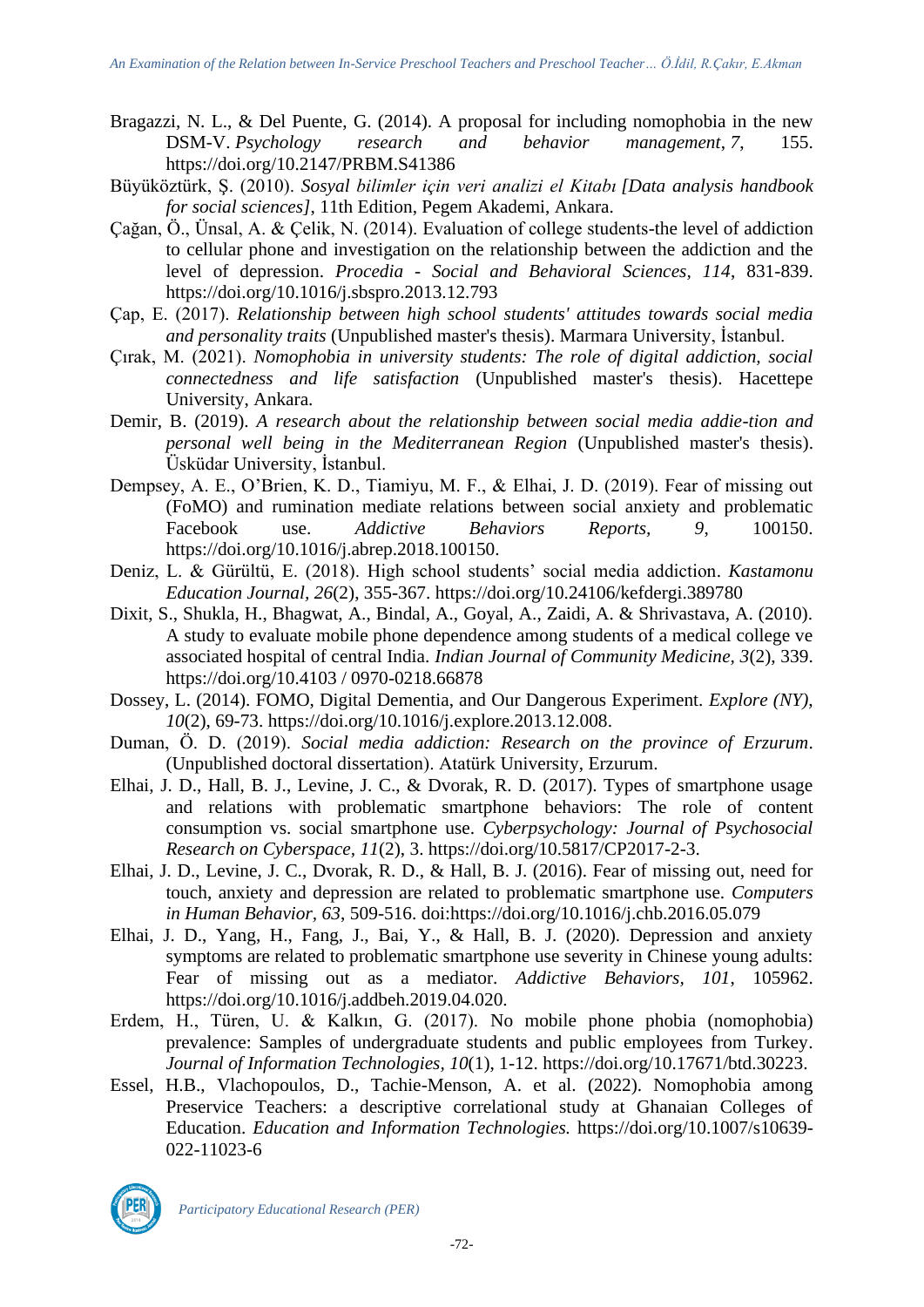Bragazzi, N. L., & Del Puente, G. (2014). A proposal for including nomophobia in the new DSM-V. *Psychology research and behavior management*, *7*, 155. https://doi.org/10.2147/PRBM.S41386

Büyüköztürk, Ş. (2010). *Sosyal bilimler için veri analizi el Kitabı [Data analysis handbook for social sciences]*, 11th Edition, Pegem Akademi, Ankara.

Çağan, Ö., Ünsal, A. & Çelik, N. (2014). Evaluation of college students-the level of addiction to cellular phone and investigation on the relationship between the addiction and the level of depression. *Procedia - Social and Behavioral Sciences, 114*, 831-839. https://doi.org/10.1016/j.sbspro.2013.12.793

Çap, E. (2017). *Relationship between high school students' attitudes towards social media and personality traits* (Unpublished master's thesis). Marmara University, İstanbul.

Çırak, M. (2021). *Nomophobia in university students: The role of digital addiction, social connectedness and life satisfaction* (Unpublished master's thesis). Hacettepe University, Ankara.

Demir, B. (2019). *A research about the relationship between social media addie-tion and personal well being in the Mediterranean Region* (Unpublished master's thesis). Üsküdar University, İstanbul.

Dempsey, A. E., O'Brien, K. D., Tiamiyu, M. F., & Elhai, J. D. (2019). Fear of missing out (FoMO) and rumination mediate relations between social anxiety and problematic Facebook use. *Addictive Behaviors Reports, 9*, 100150. https://doi.org/10.1016/j.abrep.2018.100150.

Deniz, L. & Gürültü, E. (2018). High school students' social media addiction. *Kastamonu Education Journal, 26*(2), 355-367. https://doi.org/10.24106/kefdergi.389780

Dixit, S., Shukla, H., Bhagwat, A., Bindal, A., Goyal, A., Zaidi, A. & Shrivastava, A. (2010). A study to evaluate mobile phone dependence among students of a medical college ve associated hospital of central India. *Indian Journal of Community Medicine, 3*(2), 339. https://doi.org/10.4103 / 0970-0218.66878

Dossey, L. (2014). FOMO, Digital Dementia, and Our Dangerous Experiment. *Explore (NY), 10*(2), 69-73. https://doi.org/10.1016/j.explore.2013.12.008.

Duman, Ö. D. (2019). *Social media addiction: Research on the province of Erzurum*. (Unpublished doctoral dissertation). Atatürk University, Erzurum.

Elhai, J. D., Hall, B. J., Levine, J. C., & Dvorak, R. D. (2017). Types of smartphone usage and relations with problematic smartphone behaviors: The role of content consumption vs. social smartphone use. *Cyberpsychology: Journal of Psychosocial Research on Cyberspace, 11*(2), 3. https://doi.org/10.5817/CP2017-2-3.

Elhai, J. D., Levine, J. C., Dvorak, R. D., & Hall, B. J. (2016). Fear of missing out, need for touch, anxiety and depression are related to problematic smartphone use. *Computers in Human Behavior, 63*, 509-516. doi:https://doi.org/10.1016/j.chb.2016.05.079

Elhai, J. D., Yang, H., Fang, J., Bai, Y., & Hall, B. J. (2020). Depression and anxiety symptoms are related to problematic smartphone use severity in Chinese young adults: Fear of missing out as a mediator. *Addictive Behaviors, 101*, 105962. https://doi.org/10.1016/j.addbeh.2019.04.020.

Erdem, H., Türen, U. & Kalkın, G. (2017). No mobile phone phobia (nomophobia) prevalence: Samples of undergraduate students and public employees from Turkey. *Journal of Information Technologies, 10*(1), 1-12. https://doi.org/10.17671/btd.30223.

Essel, H.B., Vlachopoulos, D., Tachie-Menson, A. et al. (2022). Nomophobia among Preservice Teachers: a descriptive correlational study at Ghanaian Colleges of Education. *Education and Information Technologies.* https://doi.org/10.1007/s10639-022-11023-6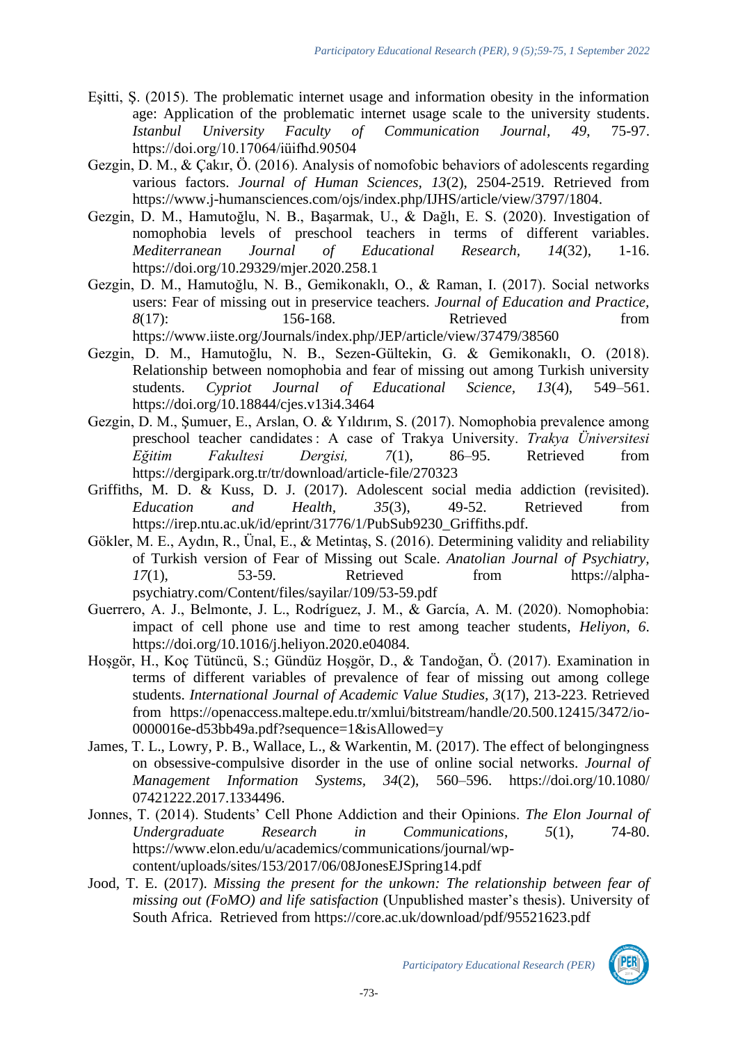Eşitti, Ş. (2015). The problematic internet usage and information obesity in the information age: Application of the problematic internet usage scale to the university students. *Istanbul University Faculty of Communication Journal, 49*, 75-97. https://doi.org/10.17064/iüifhd.90504

Gezgin, D. M., & Çakır, Ö. (2016). Analysis of nomofobic behaviors of adolescents regarding various factors. *Journal of Human Sciences, 13*(2), 2504-2519. Retrieved from https://www.j-humansciences.com/ojs/index.php/IJHS/article/view/3797/1804.

Gezgin, D. M., Hamutoğlu, N. B., Başarmak, U., & Dağlı, E. S. (2020). Investigation of nomophobia levels of preschool teachers in terms of different variables. *Mediterranean Journal of Educational Research, 14*(32), 1-16. https://doi.org/10.29329/mjer.2020.258.1

Gezgin, D. M., Hamutoğlu, N. B., Gemikonaklı, O., & Raman, I. (2017). Social networks users: Fear of missing out in preservice teachers. *Journal of Education and Practice, 8*(17): 156-168. Retrieved from https://www.iiste.org/Journals/index.php/JEP/article/view/37479/38560

Gezgin, D. M., Hamutoğlu, N. B., Sezen-Gültekin, G. & Gemikonaklı, O. (2018). Relationship between nomophobia and fear of missing out among Turkish university students. *Cypriot Journal of Educational Science, 13*(4), 549–561. https://doi.org/10.18844/cjes.v13i4.3464

Gezgin, D. M., Şumuer, E., Arslan, O. & Yıldırım, S. (2017). Nomophobia prevalence among preschool teacher candidates : A case of Trakya University. *Trakya Üniversitesi Eğitim Fakultesi Dergisi, 7*(1), 86–95. Retrieved from https://dergipark.org.tr/tr/download/article-file/270323

Griffiths, M. D. & Kuss, D. J. (2017). Adolescent social media addiction (revisited). *Education and Health, 35*(3), 49-52. Retrieved from https://irep.ntu.ac.uk/id/eprint/31776/1/PubSub9230_Griffiths.pdf.

Gökler, M. E., Aydın, R., Ünal, E., & Metintaş, S. (2016). Determining validity and reliability of Turkish version of Fear of Missing out Scale. *Anatolian Journal of Psychiatry, 17*(1), 53-59. Retrieved from https://alpha-psychiatry.com/Content/files/sayilar/109/53-59.pdf

Guerrero, A. J., Belmonte, J. L., Rodríguez, J. M., & García, A. M. (2020). Nomophobia: impact of cell phone use and time to rest among teacher students, *Heliyon, 6*. https://doi.org/10.1016/j.heliyon.2020.e04084.

Hoşgör, H., Koç Tütüncü, S.; Gündüz Hoşgör, D., & Tandoğan, Ö. (2017). Examination in terms of different variables of prevalence of fear of missing out among college students. *International Journal of Academic Value Studies, 3*(17), 213-223. Retrieved from https://openaccess.maltepe.edu.tr/xmlui/bitstream/handle/20.500.12415/3472/io-0000016e-d53bb49a.pdf?sequence=1&isAllowed=y

James, T. L., Lowry, P. B., Wallace, L., & Warkentin, M. (2017). The effect of belongingness on obsessive-compulsive disorder in the use of online social networks. *Journal of Management Information Systems, 34*(2), 560–596. https://doi.org/10.1080/07421222.2017.1334496.

Jonnes, T. (2014). Students' Cell Phone Addiction and their Opinions. *The Elon Journal of Undergraduate Research in Communications, 5*(1), 74-80. https://www.elon.edu/u/academics/communications/journal/wp-content/uploads/sites/153/2017/06/08JonesEJSpring14.pdf

Jood, T. E. (2017). *Missing the present for the unkown: The relationship between fear of missing out (FoMO) and life satisfaction* (Unpublished master's thesis). University of South Africa. Retrieved from https://core.ac.uk/download/pdf/95521623.pdf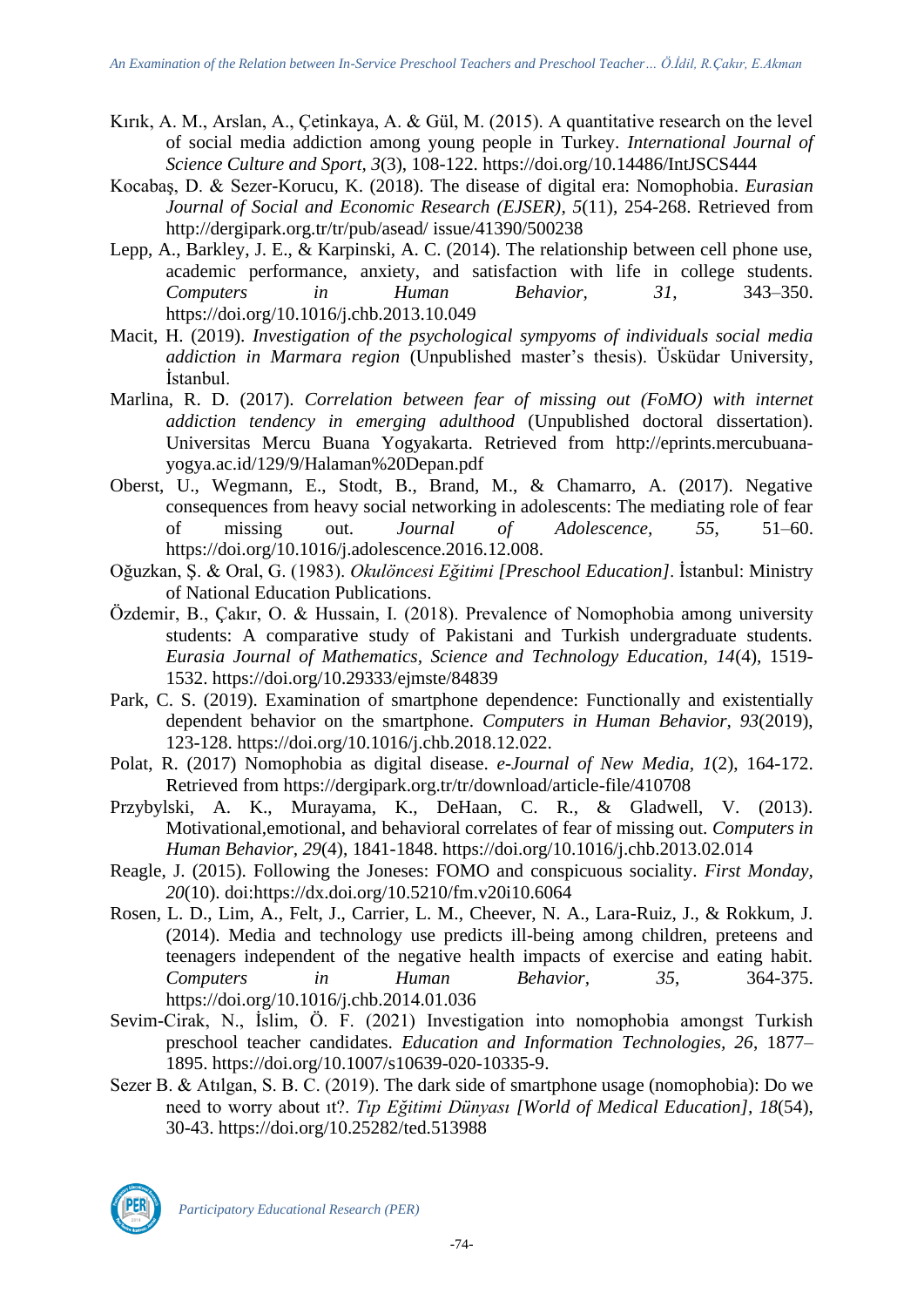Kırık, A. M., Arslan, A., Çetinkaya, A. & Gül, M. (2015). A quantitative research on the level of social media addiction among young people in Turkey. *International Journal of Science Culture and Sport*, *3*(3), 108-122. https://doi.org/10.14486/IntJSCS444

Kocabaş, D. & Sezer-Korucu, K. (2018). The disease of digital era: Nomophobia. *Eurasian Journal of Social and Economic Research (EJSER)*, *5*(11), 254-268. Retrieved from http://dergipark.org.tr/tr/pub/asead/ issue/41390/500238

Lepp, A., Barkley, J. E., & Karpinski, A. C. (2014). The relationship between cell phone use, academic performance, anxiety, and satisfaction with life in college students. *Computers in Human Behavior*, *31*, 343–350. https://doi.org/10.1016/j.chb.2013.10.049

Macit, H. (2019). *Investigation of the psychological sympyoms of individuals social media addiction in Marmara region* (Unpublished master's thesis). Üsküdar University, İstanbul.

Marlina, R. D. (2017). *Correlation between fear of missing out (FoMO) with internet addiction tendency in emerging adulthood* (Unpublished doctoral dissertation). Universitas Mercu Buana Yogyakarta. Retrieved from http://eprints.mercubuana-yogya.ac.id/129/9/Halaman%20Depan.pdf

Oberst, U., Wegmann, E., Stodt, B., Brand, M., & Chamarro, A. (2017). Negative consequences from heavy social networking in adolescents: The mediating role of fear of missing out. *Journal of Adolescence*, *55*, 51–60. https://doi.org/10.1016/j.adolescence.2016.12.008.

Oğuzkan, Ş. & Oral, G. (1983). *Okulöncesi Eğitimi [Preschool Education]*. İstanbul: Ministry of National Education Publications.

Özdemir, B., Çakır, O. & Hussain, I. (2018). Prevalence of Nomophobia among university students: A comparative study of Pakistani and Turkish undergraduate students. *Eurasia Journal of Mathematics, Science and Technology Education*, *14*(4), 1519-1532. https://doi.org/10.29333/ejmste/84839

Park, C. S. (2019). Examination of smartphone dependence: Functionally and existentially dependent behavior on the smartphone. *Computers in Human Behavior*, *93*(2019), 123-128. https://doi.org/10.1016/j.chb.2018.12.022.

Polat, R. (2017) Nomophobia as digital disease. *e-Journal of New Media*, *1*(2), 164-172. Retrieved from https://dergipark.org.tr/tr/download/article-file/410708

Przybylski, A. K., Murayama, K., DeHaan, C. R., & Gladwell, V. (2013). Motivational,emotional, and behavioral correlates of fear of missing out. *Computers in Human Behavior*, *29*(4), 1841-1848. https://doi.org/10.1016/j.chb.2013.02.014

Reagle, J. (2015). Following the Joneses: FOMO and conspicuous sociality. *First Monday*, *20*(10). doi:https://dx.doi.org/10.5210/fm.v20i10.6064

Rosen, L. D., Lim, A., Felt, J., Carrier, L. M., Cheever, N. A., Lara-Ruiz, J., & Rokkum, J. (2014). Media and technology use predicts ill-being among children, preteens and teenagers independent of the negative health impacts of exercise and eating habit. *Computers in Human Behavior*, *35*, 364-375. https://doi.org/10.1016/j.chb.2014.01.036

Sevim-Cirak, N., İslim, Ö. F. (2021) Investigation into nomophobia amongst Turkish preschool teacher candidates. *Education and Information Technologies*, *26*, 1877–1895. https://doi.org/10.1007/s10639-020-10335-9.

Sezer B. & Atılgan, S. B. C. (2019). The dark side of smartphone usage (nomophobia): Do we need to worry about ıt?. *Tıp Eğitimi Dünyası [World of Medical Education]*, *18*(54), 30-43. https://doi.org/10.25282/ted.513988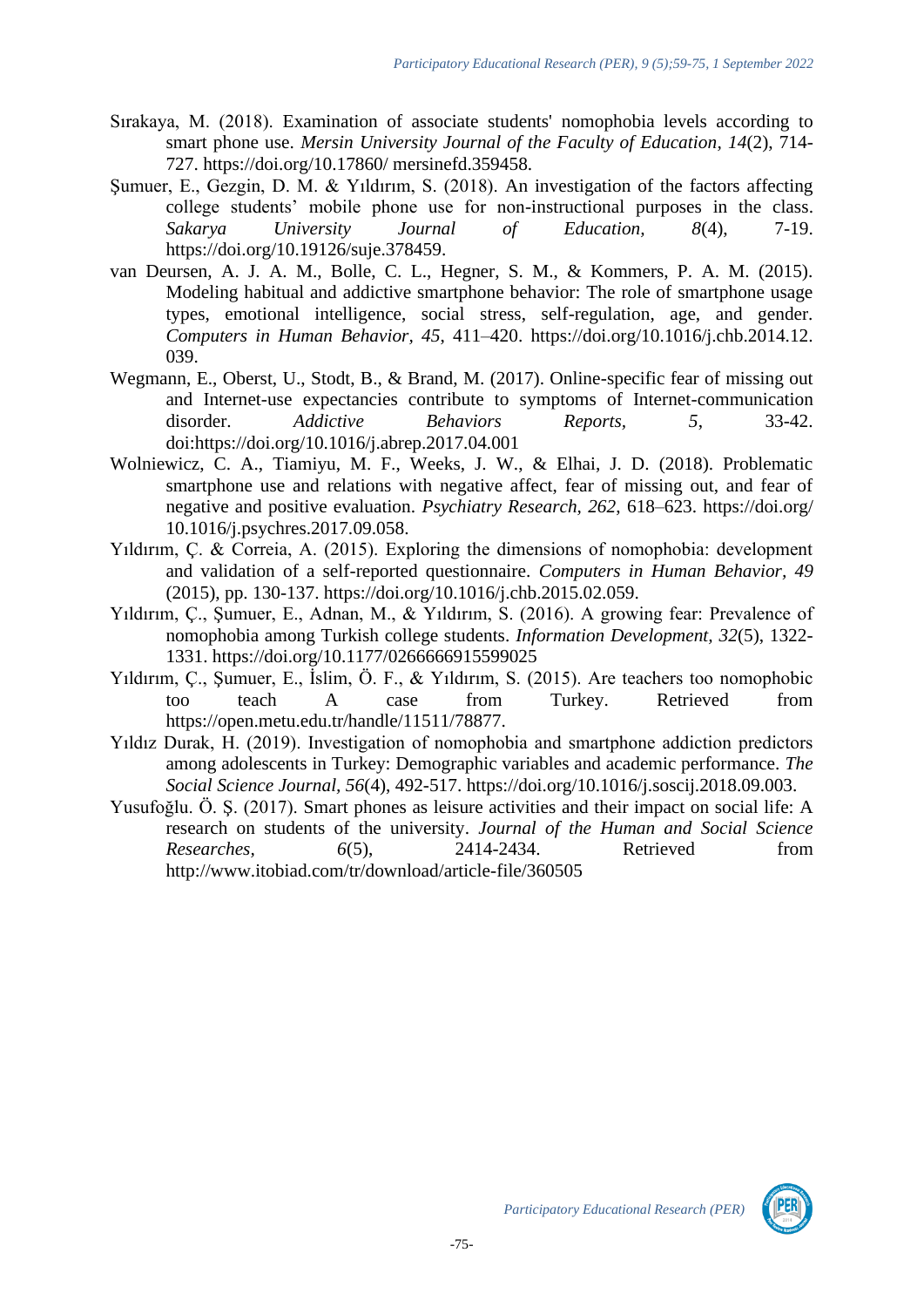Sırakaya, M. (2018). Examination of associate students' nomophobia levels according to smart phone use. *Mersin University Journal of the Faculty of Education, 14*(2), 714-727. https://doi.org/10.17860/ mersinefd.359458.

Şumuer, E., Gezgin, D. M. & Yıldırım, S. (2018). An investigation of the factors affecting college students' mobile phone use for non-instructional purposes in the class. *Sakarya University Journal of Education, 8*(4), 7-19. https://doi.org/10.19126/suje.378459.

van Deursen, A. J. A. M., Bolle, C. L., Hegner, S. M., & Kommers, P. A. M. (2015). Modeling habitual and addictive smartphone behavior: The role of smartphone usage types, emotional intelligence, social stress, self-regulation, age, and gender. *Computers in Human Behavior, 45*, 411–420. https://doi.org/10.1016/j.chb.2014.12.039.

Wegmann, E., Oberst, U., Stodt, B., & Brand, M. (2017). Online-specific fear of missing out and Internet-use expectancies contribute to symptoms of Internet-communication disorder. *Addictive Behaviors Reports, 5*, 33-42. doi:https://doi.org/10.1016/j.abrep.2017.04.001

Wolniewicz, C. A., Tiamiyu, M. F., Weeks, J. W., & Elhai, J. D. (2018). Problematic smartphone use and relations with negative affect, fear of missing out, and fear of negative and positive evaluation. *Psychiatry Research, 262,* 618–623. https://doi.org/ 10.1016/j.psychres.2017.09.058.

Yıldırım, Ç. & Correia, A. (2015). Exploring the dimensions of nomophobia: development and validation of a self-reported questionnaire. *Computers in Human Behavior, 49* (2015), pp. 130-137. https://doi.org/10.1016/j.chb.2015.02.059.

Yıldırım, Ç., Şumuer, E., Adnan, M., & Yıldırım, S. (2016). A growing fear: Prevalence of nomophobia among Turkish college students. *Information Development, 32*(5), 1322-1331. https://doi.org/10.1177/0266666915599025

Yıldırım, Ç., Şumuer, E., İslim, Ö. F., & Yıldırım, S. (2015). Are teachers too nomophobic too teach A case from Turkey. Retrieved from https://open.metu.edu.tr/handle/11511/78877.

Yıldız Durak, H. (2019). Investigation of nomophobia and smartphone addiction predictors among adolescents in Turkey: Demographic variables and academic performance. *The Social Science Journal, 56*(4), 492-517. https://doi.org/10.1016/j.soscij.2018.09.003.

Yusufoğlu. Ö. Ş. (2017). Smart phones as leisure activities and their impact on social life: A research on students of the university. *Journal of the Human and Social Science Researches, 6*(5), 2414-2434. Retrieved from http://www.itobiad.com/tr/download/article-file/360505